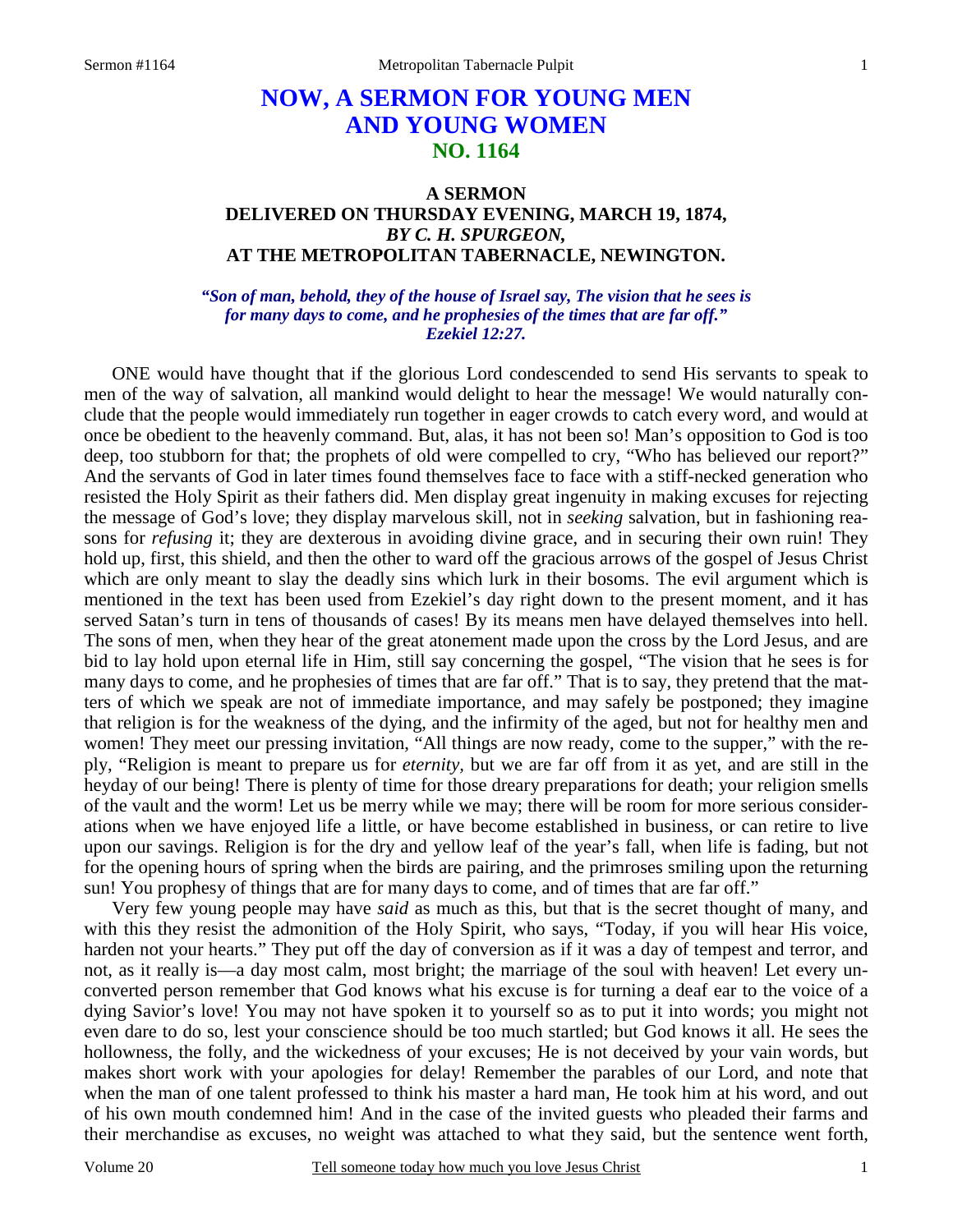# NOW, A SERMON FOR YOUNG MEN AND YOUNG WOMEN
## NO. 1164

### A SERMON
### DELIVERED ON THURSDAY EVENING, MARCH 19, 1874,
### *BY C. H. SPURGEON,*
### AT THE METROPOLITAN TABERNACLE, NEWINGTON.

***"Son of man, behold, they of the house of Israel say, The vision that he sees is for many days to come, and he prophesies of the times that are far off." Ezekiel 12:27.***

ONE would have thought that if the glorious Lord condescended to send His servants to speak to men of the way of salvation, all mankind would delight to hear the message! We would naturally conclude that the people would immediately run together in eager crowds to catch every word, and would at once be obedient to the heavenly command. But, alas, it has not been so! Man's opposition to God is too deep, too stubborn for that; the prophets of old were compelled to cry, "Who has believed our report?" And the servants of God in later times found themselves face to face with a stiff-necked generation who resisted the Holy Spirit as their fathers did. Men display great ingenuity in making excuses for rejecting the message of God's love; they display marvelous skill, not in *seeking* salvation, but in fashioning reasons for *refusing* it; they are dexterous in avoiding divine grace, and in securing their own ruin! They hold up, first, this shield, and then the other to ward off the gracious arrows of the gospel of Jesus Christ which are only meant to slay the deadly sins which lurk in their bosoms. The evil argument which is mentioned in the text has been used from Ezekiel's day right down to the present moment, and it has served Satan's turn in tens of thousands of cases! By its means men have delayed themselves into hell. The sons of men, when they hear of the great atonement made upon the cross by the Lord Jesus, and are bid to lay hold upon eternal life in Him, still say concerning the gospel, "The vision that he sees is for many days to come, and he prophesies of times that are far off." That is to say, they pretend that the matters of which we speak are not of immediate importance, and may safely be postponed; they imagine that religion is for the weakness of the dying, and the infirmity of the aged, but not for healthy men and women! They meet our pressing invitation, "All things are now ready, come to the supper," with the reply, "Religion is meant to prepare us for *eternity,* but we are far off from it as yet, and are still in the heyday of our being! There is plenty of time for those dreary preparations for death; your religion smells of the vault and the worm! Let us be merry while we may; there will be room for more serious considerations when we have enjoyed life a little, or have become established in business, or can retire to live upon our savings. Religion is for the dry and yellow leaf of the year's fall, when life is fading, but not for the opening hours of spring when the birds are pairing, and the primroses smiling upon the returning sun! You prophesy of things that are for many days to come, and of times that are far off."

Very few young people may have *said* as much as this, but that is the secret thought of many, and with this they resist the admonition of the Holy Spirit, who says, "Today, if you will hear His voice, harden not your hearts." They put off the day of conversion as if it was a day of tempest and terror, and not, as it really is—a day most calm, most bright; the marriage of the soul with heaven! Let every unconverted person remember that God knows what his excuse is for turning a deaf ear to the voice of a dying Savior's love! You may not have spoken it to yourself so as to put it into words; you might not even dare to do so, lest your conscience should be too much startled; but God knows it all. He sees the hollowness, the folly, and the wickedness of your excuses; He is not deceived by your vain words, but makes short work with your apologies for delay! Remember the parables of our Lord, and note that when the man of one talent professed to think his master a hard man, He took him at his word, and out of his own mouth condemned him! And in the case of the invited guests who pleaded their farms and their merchandise as excuses, no weight was attached to what they said, but the sentence went forth,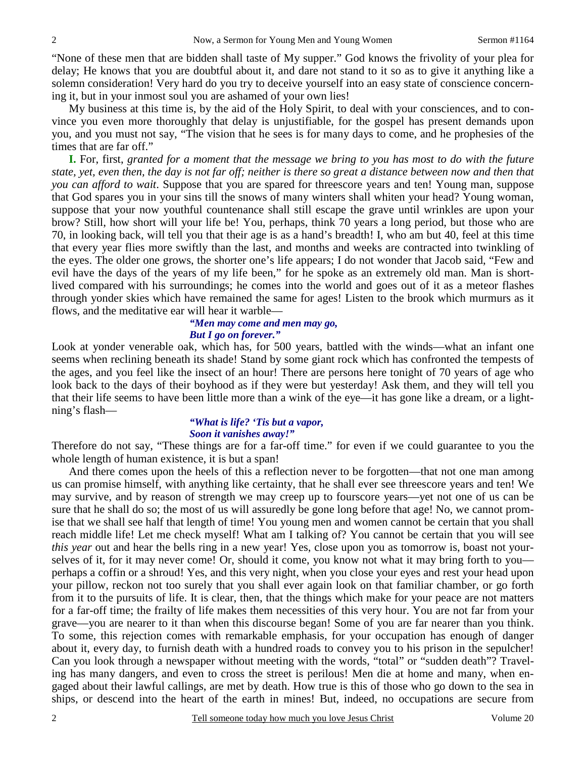"None of these men that are bidden shall taste of My supper." God knows the frivolity of your plea for delay; He knows that you are doubtful about it, and dare not stand to it so as to give it anything like a solemn consideration! Very hard do you try to deceive yourself into an easy state of conscience concerning it, but in your inmost soul you are ashamed of your own lies!

My business at this time is, by the aid of the Holy Spirit, to deal with your consciences, and to convince you even more thoroughly that delay is unjustifiable, for the gospel has present demands upon you, and you must not say, "The vision that he sees is for many days to come, and he prophesies of the times that are far off."

**I.** For, first, *granted for a moment that the message we bring to you has most to do with the future state, yet, even then, the day is not far off; neither is there so great a distance between now and then that you can afford to wait*. Suppose that you are spared for threescore years and ten! Young man, suppose that God spares you in your sins till the snows of many winters shall whiten your head? Young woman, suppose that your now youthful countenance shall still escape the grave until wrinkles are upon your brow? Still, how short will your life be! You, perhaps, think 70 years a long period, but those who are 70, in looking back, will tell you that their age is as a hand's breadth! I, who am but 40, feel at this time that every year flies more swiftly than the last, and months and weeks are contracted into twinkling of the eyes. The older one grows, the shorter one's life appears; I do not wonder that Jacob said, "Few and evil have the days of the years of my life been," for he spoke as an extremely old man. Man is short-lived compared with his surroundings; he comes into the world and goes out of it as a meteor flashes through yonder skies which have remained the same for ages! Listen to the brook which murmurs as it flows, and the meditative ear will hear it warble—

> ***"Men may come and men may go,***
> ***But I go on forever."***

Look at yonder venerable oak, which has, for 500 years, battled with the winds—what an infant one seems when reclining beneath its shade! Stand by some giant rock which has confronted the tempests of the ages, and you feel like the insect of an hour! There are persons here tonight of 70 years of age who look back to the days of their boyhood as if they were but yesterday! Ask them, and they will tell you that their life seems to have been little more than a wink of the eye—it has gone like a dream, or a lightning's flash—

> ***"What is life? 'Tis but a vapor,***
> ***Soon it vanishes away!"***

Therefore do not say, "These things are for a far-off time." for even if we could guarantee to you the whole length of human existence, it is but a span!

And there comes upon the heels of this a reflection never to be forgotten—that not one man among us can promise himself, with anything like certainty, that he shall ever see threescore years and ten! We may survive, and by reason of strength we may creep up to fourscore years—yet not one of us can be sure that he shall do so; the most of us will assuredly be gone long before that age! No, we cannot promise that we shall see half that length of time! You young men and women cannot be certain that you shall reach middle life! Let me check myself! What am I talking of? You cannot be certain that you will see *this year* out and hear the bells ring in a new year! Yes, close upon you as tomorrow is, boast not yourselves of it, for it may never come! Or, should it come, you know not what it may bring forth to you—perhaps a coffin or a shroud! Yes, and this very night, when you close your eyes and rest your head upon your pillow, reckon not too surely that you shall ever again look on that familiar chamber, or go forth from it to the pursuits of life. It is clear, then, that the things which make for your peace are not matters for a far-off time; the frailty of life makes them necessities of this very hour. You are not far from your grave—you are nearer to it than when this discourse began! Some of you are far nearer than you think. To some, this rejection comes with remarkable emphasis, for your occupation has enough of danger about it, every day, to furnish death with a hundred roads to convey you to his prison in the sepulcher! Can you look through a newspaper without meeting with the words, "total" or "sudden death"? Traveling has many dangers, and even to cross the street is perilous! Men die at home and many, when engaged about their lawful callings, are met by death. How true is this of those who go down to the sea in ships, or descend into the heart of the earth in mines! But, indeed, no occupations are secure from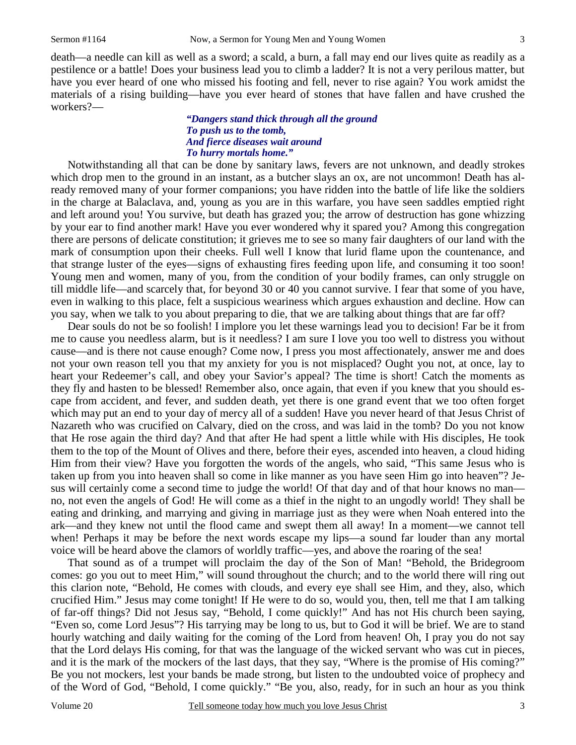death—a needle can kill as well as a sword; a scald, a burn, a fall may end our lives quite as readily as a pestilence or a battle! Does your business lead you to climb a ladder? It is not a very perilous matter, but have you ever heard of one who missed his footing and fell, never to rise again? You work amidst the materials of a rising building—have you ever heard of stones that have fallen and have crushed the workers?—

> ***"Dangers stand thick through all the ground***
> ***To push us to the tomb,***
> ***And fierce diseases wait around***
> ***To hurry mortals home."***

Notwithstanding all that can be done by sanitary laws, fevers are not unknown, and deadly strokes which drop men to the ground in an instant, as a butcher slays an ox, are not uncommon! Death has already removed many of your former companions; you have ridden into the battle of life like the soldiers in the charge at Balaclava, and, young as you are in this warfare, you have seen saddles emptied right and left around you! You survive, but death has grazed you; the arrow of destruction has gone whizzing by your ear to find another mark! Have you ever wondered why it spared you? Among this congregation there are persons of delicate constitution; it grieves me to see so many fair daughters of our land with the mark of consumption upon their cheeks. Full well I know that lurid flame upon the countenance, and that strange luster of the eyes—signs of exhausting fires feeding upon life, and consuming it too soon! Young men and women, many of you, from the condition of your bodily frames, can only struggle on till middle life—and scarcely that, for beyond 30 or 40 you cannot survive. I fear that some of you have, even in walking to this place, felt a suspicious weariness which argues exhaustion and decline. How can you say, when we talk to you about preparing to die, that we are talking about things that are far off?

Dear souls do not be so foolish! I implore you let these warnings lead you to decision! Far be it from me to cause you needless alarm, but is it needless? I am sure I love you too well to distress you without cause—and is there not cause enough? Come now, I press you most affectionately, answer me and does not your own reason tell you that my anxiety for you is not misplaced? Ought you not, at once, lay to heart your Redeemer's call, and obey your Savior's appeal? The time is short! Catch the moments as they fly and hasten to be blessed! Remember also, once again, that even if you knew that you should escape from accident, and fever, and sudden death, yet there is one grand event that we too often forget which may put an end to your day of mercy all of a sudden! Have you never heard of that Jesus Christ of Nazareth who was crucified on Calvary, died on the cross, and was laid in the tomb? Do you not know that He rose again the third day? And that after He had spent a little while with His disciples, He took them to the top of the Mount of Olives and there, before their eyes, ascended into heaven, a cloud hiding Him from their view? Have you forgotten the words of the angels, who said, "This same Jesus who is taken up from you into heaven shall so come in like manner as you have seen Him go into heaven"? Jesus will certainly come a second time to judge the world! Of that day and of that hour knows no man—no, not even the angels of God! He will come as a thief in the night to an ungodly world! They shall be eating and drinking, and marrying and giving in marriage just as they were when Noah entered into the ark—and they knew not until the flood came and swept them all away! In a moment—we cannot tell when! Perhaps it may be before the next words escape my lips—a sound far louder than any mortal voice will be heard above the clamors of worldly traffic—yes, and above the roaring of the sea!

That sound as of a trumpet will proclaim the day of the Son of Man! "Behold, the Bridegroom comes: go you out to meet Him," will sound throughout the church; and to the world there will ring out this clarion note, "Behold, He comes with clouds, and every eye shall see Him, and they, also, which crucified Him." Jesus may come tonight! If He were to do so, would you, then, tell me that I am talking of far-off things? Did not Jesus say, "Behold, I come quickly!" And has not His church been saying, "Even so, come Lord Jesus"? His tarrying may be long to us, but to God it will be brief. We are to stand hourly watching and daily waiting for the coming of the Lord from heaven! Oh, I pray you do not say that the Lord delays His coming, for that was the language of the wicked servant who was cut in pieces, and it is the mark of the mockers of the last days, that they say, "Where is the promise of His coming?" Be you not mockers, lest your bands be made strong, but listen to the undoubted voice of prophecy and of the Word of God, "Behold, I come quickly." "Be you, also, ready, for in such an hour as you think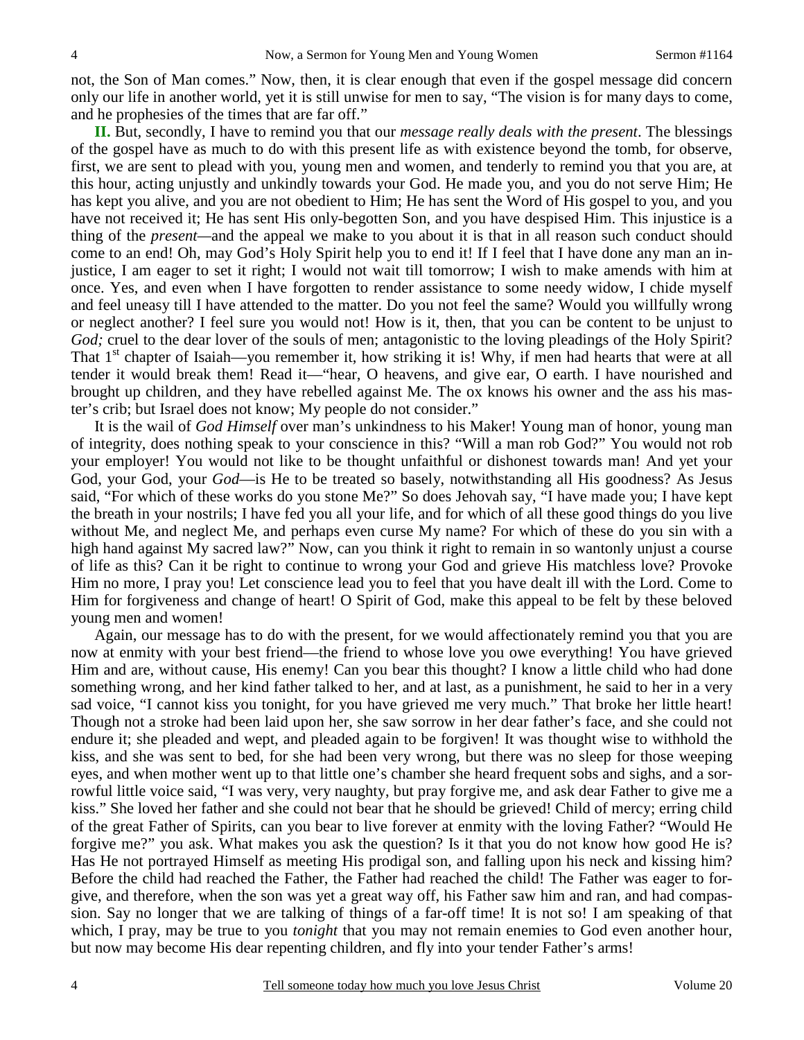not, the Son of Man comes." Now, then, it is clear enough that even if the gospel message did concern only our life in another world, yet it is still unwise for men to say, "The vision is for many days to come, and he prophesies of the times that are far off."

**II.** But, secondly, I have to remind you that our *message really deals with the present*. The blessings of the gospel have as much to do with this present life as with existence beyond the tomb, for observe, first, we are sent to plead with you, young men and women, and tenderly to remind you that you are, at this hour, acting unjustly and unkindly towards your God. He made you, and you do not serve Him; He has kept you alive, and you are not obedient to Him; He has sent the Word of His gospel to you, and you have not received it; He has sent His only-begotten Son, and you have despised Him. This injustice is a thing of the *present*—and the appeal we make to you about it is that in all reason such conduct should come to an end! Oh, may God's Holy Spirit help you to end it! If I feel that I have done any man an injustice, I am eager to set it right; I would not wait till tomorrow; I wish to make amends with him at once. Yes, and even when I have forgotten to render assistance to some needy widow, I chide myself and feel uneasy till I have attended to the matter. Do you not feel the same? Would you willfully wrong or neglect another? I feel sure you would not! How is it, then, that you can be content to be unjust to *God;* cruel to the dear lover of the souls of men; antagonistic to the loving pleadings of the Holy Spirit? That 1st chapter of Isaiah—you remember it, how striking it is! Why, if men had hearts that were at all tender it would break them! Read it—"hear, O heavens, and give ear, O earth. I have nourished and brought up children, and they have rebelled against Me. The ox knows his owner and the ass his master's crib; but Israel does not know; My people do not consider."

It is the wail of *God Himself* over man's unkindness to his Maker! Young man of honor, young man of integrity, does nothing speak to your conscience in this? "Will a man rob God?" You would not rob your employer! You would not like to be thought unfaithful or dishonest towards man! And yet your God, your God, your *God*—is He to be treated so basely, notwithstanding all His goodness? As Jesus said, "For which of these works do you stone Me?" So does Jehovah say, "I have made you; I have kept the breath in your nostrils; I have fed you all your life, and for which of all these good things do you live without Me, and neglect Me, and perhaps even curse My name? For which of these do you sin with a high hand against My sacred law?" Now, can you think it right to remain in so wantonly unjust a course of life as this? Can it be right to continue to wrong your God and grieve His matchless love? Provoke Him no more, I pray you! Let conscience lead you to feel that you have dealt ill with the Lord. Come to Him for forgiveness and change of heart! O Spirit of God, make this appeal to be felt by these beloved young men and women!

Again, our message has to do with the present, for we would affectionately remind you that you are now at enmity with your best friend—the friend to whose love you owe everything! You have grieved Him and are, without cause, His enemy! Can you bear this thought? I know a little child who had done something wrong, and her kind father talked to her, and at last, as a punishment, he said to her in a very sad voice, "I cannot kiss you tonight, for you have grieved me very much." That broke her little heart! Though not a stroke had been laid upon her, she saw sorrow in her dear father's face, and she could not endure it; she pleaded and wept, and pleaded again to be forgiven! It was thought wise to withhold the kiss, and she was sent to bed, for she had been very wrong, but there was no sleep for those weeping eyes, and when mother went up to that little one's chamber she heard frequent sobs and sighs, and a sorrowful little voice said, "I was very, very naughty, but pray forgive me, and ask dear Father to give me a kiss." She loved her father and she could not bear that he should be grieved! Child of mercy; erring child of the great Father of Spirits, can you bear to live forever at enmity with the loving Father? "Would He forgive me?" you ask. What makes you ask the question? Is it that you do not know how good He is? Has He not portrayed Himself as meeting His prodigal son, and falling upon his neck and kissing him? Before the child had reached the Father, the Father had reached the child! The Father was eager to forgive, and therefore, when the son was yet a great way off, his Father saw him and ran, and had compassion. Say no longer that we are talking of things of a far-off time! It is not so! I am speaking of that which, I pray, may be true to you *tonight* that you may not remain enemies to God even another hour, but now may become His dear repenting children, and fly into your tender Father's arms!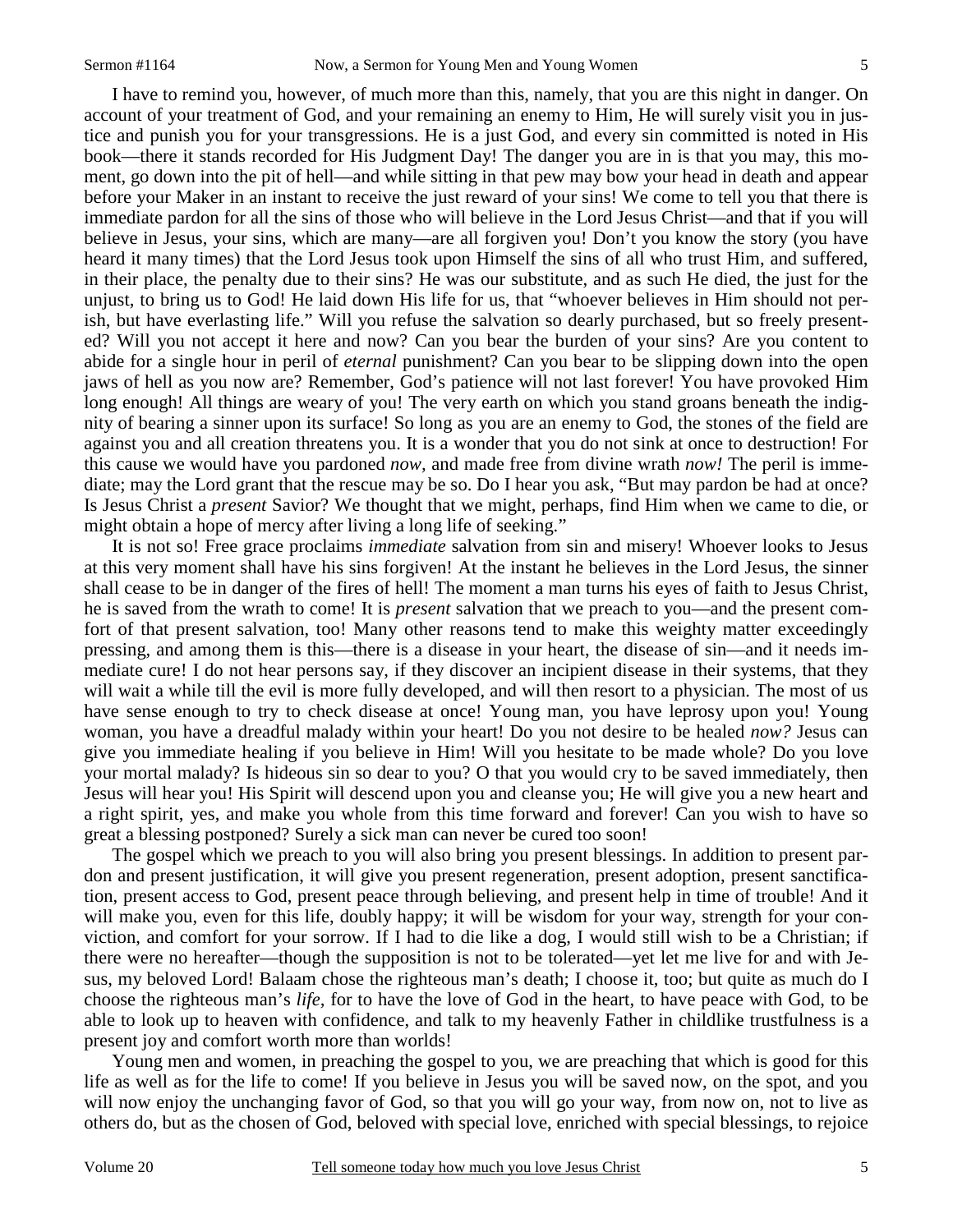I have to remind you, however, of much more than this, namely, that you are this night in danger. On account of your treatment of God, and your remaining an enemy to Him, He will surely visit you in justice and punish you for your transgressions. He is a just God, and every sin committed is noted in His book—there it stands recorded for His Judgment Day! The danger you are in is that you may, this moment, go down into the pit of hell—and while sitting in that pew may bow your head in death and appear before your Maker in an instant to receive the just reward of your sins! We come to tell you that there is immediate pardon for all the sins of those who will believe in the Lord Jesus Christ—and that if you will believe in Jesus, your sins, which are many—are all forgiven you! Don't you know the story (you have heard it many times) that the Lord Jesus took upon Himself the sins of all who trust Him, and suffered, in their place, the penalty due to their sins? He was our substitute, and as such He died, the just for the unjust, to bring us to God! He laid down His life for us, that "whoever believes in Him should not perish, but have everlasting life." Will you refuse the salvation so dearly purchased, but so freely presented? Will you not accept it here and now? Can you bear the burden of your sins? Are you content to abide for a single hour in peril of *eternal* punishment? Can you bear to be slipping down into the open jaws of hell as you now are? Remember, God's patience will not last forever! You have provoked Him long enough! All things are weary of you! The very earth on which you stand groans beneath the indignity of bearing a sinner upon its surface! So long as you are an enemy to God, the stones of the field are against you and all creation threatens you. It is a wonder that you do not sink at once to destruction! For this cause we would have you pardoned *now,* and made free from divine wrath *now!* The peril is immediate; may the Lord grant that the rescue may be so. Do I hear you ask, "But may pardon be had at once? Is Jesus Christ a *present* Savior? We thought that we might, perhaps, find Him when we came to die, or might obtain a hope of mercy after living a long life of seeking."

It is not so! Free grace proclaims *immediate* salvation from sin and misery! Whoever looks to Jesus at this very moment shall have his sins forgiven! At the instant he believes in the Lord Jesus, the sinner shall cease to be in danger of the fires of hell! The moment a man turns his eyes of faith to Jesus Christ, he is saved from the wrath to come! It is *present* salvation that we preach to you—and the present comfort of that present salvation, too! Many other reasons tend to make this weighty matter exceedingly pressing, and among them is this—there is a disease in your heart, the disease of sin—and it needs immediate cure! I do not hear persons say, if they discover an incipient disease in their systems, that they will wait a while till the evil is more fully developed, and will then resort to a physician. The most of us have sense enough to try to check disease at once! Young man, you have leprosy upon you! Young woman, you have a dreadful malady within your heart! Do you not desire to be healed *now?* Jesus can give you immediate healing if you believe in Him! Will you hesitate to be made whole? Do you love your mortal malady? Is hideous sin so dear to you? O that you would cry to be saved immediately, then Jesus will hear you! His Spirit will descend upon you and cleanse you; He will give you a new heart and a right spirit, yes, and make you whole from this time forward and forever! Can you wish to have so great a blessing postponed? Surely a sick man can never be cured too soon!

The gospel which we preach to you will also bring you present blessings. In addition to present pardon and present justification, it will give you present regeneration, present adoption, present sanctification, present access to God, present peace through believing, and present help in time of trouble! And it will make you, even for this life, doubly happy; it will be wisdom for your way, strength for your conviction, and comfort for your sorrow. If I had to die like a dog, I would still wish to be a Christian; if there were no hereafter—though the supposition is not to be tolerated—yet let me live for and with Jesus, my beloved Lord! Balaam chose the righteous man's death; I choose it, too; but quite as much do I choose the righteous man's *life,* for to have the love of God in the heart, to have peace with God, to be able to look up to heaven with confidence, and talk to my heavenly Father in childlike trustfulness is a present joy and comfort worth more than worlds!

Young men and women, in preaching the gospel to you, we are preaching that which is good for this life as well as for the life to come! If you believe in Jesus you will be saved now, on the spot, and you will now enjoy the unchanging favor of God, so that you will go your way, from now on, not to live as others do, but as the chosen of God, beloved with special love, enriched with special blessings, to rejoice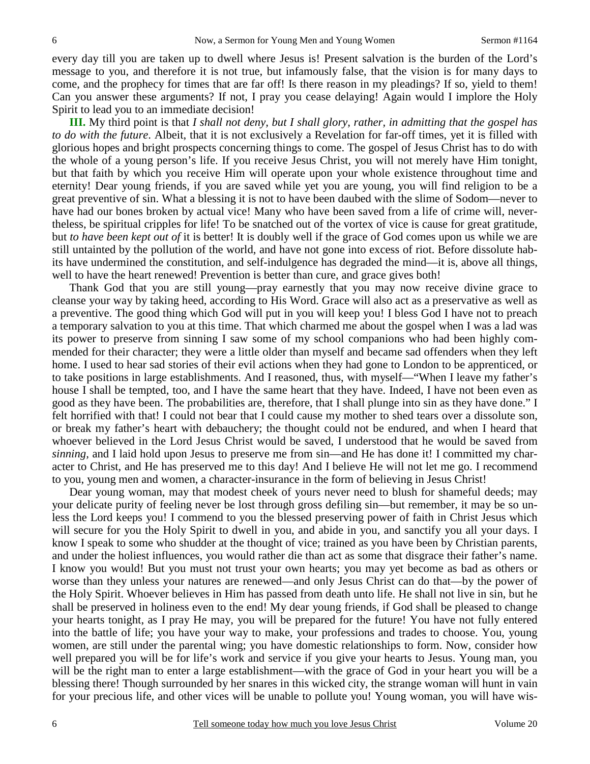every day till you are taken up to dwell where Jesus is! Present salvation is the burden of the Lord's message to you, and therefore it is not true, but infamously false, that the vision is for many days to come, and the prophecy for times that are far off! Is there reason in my pleadings? If so, yield to them! Can you answer these arguments? If not, I pray you cease delaying! Again would I implore the Holy Spirit to lead you to an immediate decision!

**III.** My third point is that *I shall not deny, but I shall glory, rather, in admitting that the gospel has to do with the future*. Albeit, that it is not exclusively a Revelation for far-off times, yet it is filled with glorious hopes and bright prospects concerning things to come. The gospel of Jesus Christ has to do with the whole of a young person's life. If you receive Jesus Christ, you will not merely have Him tonight, but that faith by which you receive Him will operate upon your whole existence throughout time and eternity! Dear young friends, if you are saved while yet you are young, you will find religion to be a great preventive of sin. What a blessing it is not to have been daubed with the slime of Sodom—never to have had our bones broken by actual vice! Many who have been saved from a life of crime will, nevertheless, be spiritual cripples for life! To be snatched out of the vortex of vice is cause for great gratitude, but *to have been kept out of* it is better! It is doubly well if the grace of God comes upon us while we are still untainted by the pollution of the world, and have not gone into excess of riot. Before dissolute habits have undermined the constitution, and self-indulgence has degraded the mind—it is, above all things, well to have the heart renewed! Prevention is better than cure, and grace gives both!

Thank God that you are still young—pray earnestly that you may now receive divine grace to cleanse your way by taking heed, according to His Word. Grace will also act as a preservative as well as a preventive. The good thing which God will put in you will keep you! I bless God I have not to preach a temporary salvation to you at this time. That which charmed me about the gospel when I was a lad was its power to preserve from sinning I saw some of my school companions who had been highly commended for their character; they were a little older than myself and became sad offenders when they left home. I used to hear sad stories of their evil actions when they had gone to London to be apprenticed, or to take positions in large establishments. And I reasoned, thus, with myself—"When I leave my father's house I shall be tempted, too, and I have the same heart that they have. Indeed, I have not been even as good as they have been. The probabilities are, therefore, that I shall plunge into sin as they have done." I felt horrified with that! I could not bear that I could cause my mother to shed tears over a dissolute son, or break my father's heart with debauchery; the thought could not be endured, and when I heard that whoever believed in the Lord Jesus Christ would be saved, I understood that he would be saved from *sinning,* and I laid hold upon Jesus to preserve me from sin—and He has done it! I committed my character to Christ, and He has preserved me to this day! And I believe He will not let me go. I recommend to you, young men and women, a character-insurance in the form of believing in Jesus Christ!

Dear young woman, may that modest cheek of yours never need to blush for shameful deeds; may your delicate purity of feeling never be lost through gross defiling sin—but remember, it may be so unless the Lord keeps you! I commend to you the blessed preserving power of faith in Christ Jesus which will secure for you the Holy Spirit to dwell in you, and abide in you, and sanctify you all your days. I know I speak to some who shudder at the thought of vice; trained as you have been by Christian parents, and under the holiest influences, you would rather die than act as some that disgrace their father's name. I know you would! But you must not trust your own hearts; you may yet become as bad as others or worse than they unless your natures are renewed—and only Jesus Christ can do that—by the power of the Holy Spirit. Whoever believes in Him has passed from death unto life. He shall not live in sin, but he shall be preserved in holiness even to the end! My dear young friends, if God shall be pleased to change your hearts tonight, as I pray He may, you will be prepared for the future! You have not fully entered into the battle of life; you have your way to make, your professions and trades to choose. You, young women, are still under the parental wing; you have domestic relationships to form. Now, consider how well prepared you will be for life's work and service if you give your hearts to Jesus. Young man, you will be the right man to enter a large establishment—with the grace of God in your heart you will be a blessing there! Though surrounded by her snares in this wicked city, the strange woman will hunt in vain for your precious life, and other vices will be unable to pollute you! Young woman, you will have wis-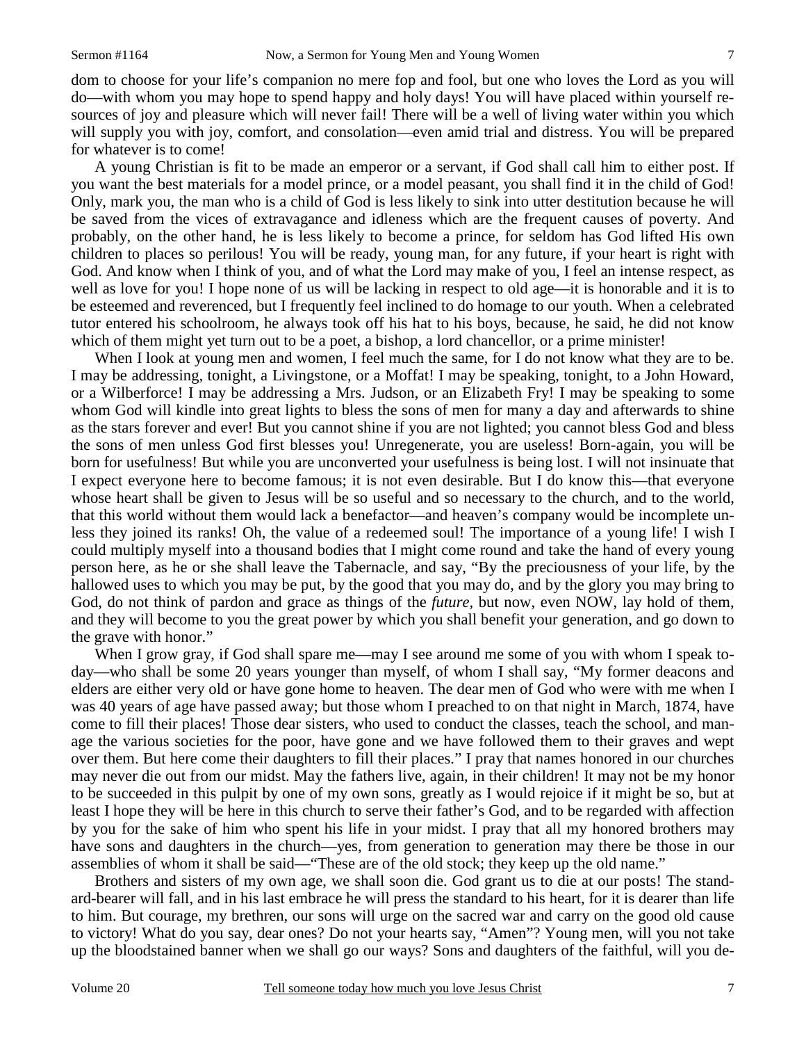dom to choose for your life's companion no mere fop and fool, but one who loves the Lord as you will do—with whom you may hope to spend happy and holy days! You will have placed within yourself resources of joy and pleasure which will never fail! There will be a well of living water within you which will supply you with joy, comfort, and consolation—even amid trial and distress. You will be prepared for whatever is to come!

A young Christian is fit to be made an emperor or a servant, if God shall call him to either post. If you want the best materials for a model prince, or a model peasant, you shall find it in the child of God! Only, mark you, the man who is a child of God is less likely to sink into utter destitution because he will be saved from the vices of extravagance and idleness which are the frequent causes of poverty. And probably, on the other hand, he is less likely to become a prince, for seldom has God lifted His own children to places so perilous! You will be ready, young man, for any future, if your heart is right with God. And know when I think of you, and of what the Lord may make of you, I feel an intense respect, as well as love for you! I hope none of us will be lacking in respect to old age—it is honorable and it is to be esteemed and reverenced, but I frequently feel inclined to do homage to our youth. When a celebrated tutor entered his schoolroom, he always took off his hat to his boys, because, he said, he did not know which of them might yet turn out to be a poet, a bishop, a lord chancellor, or a prime minister!

When I look at young men and women, I feel much the same, for I do not know what they are to be. I may be addressing, tonight, a Livingstone, or a Moffat! I may be speaking, tonight, to a John Howard, or a Wilberforce! I may be addressing a Mrs. Judson, or an Elizabeth Fry! I may be speaking to some whom God will kindle into great lights to bless the sons of men for many a day and afterwards to shine as the stars forever and ever! But you cannot shine if you are not lighted; you cannot bless God and bless the sons of men unless God first blesses you! Unregenerate, you are useless! Born-again, you will be born for usefulness! But while you are unconverted your usefulness is being lost. I will not insinuate that I expect everyone here to become famous; it is not even desirable. But I do know this—that everyone whose heart shall be given to Jesus will be so useful and so necessary to the church, and to the world, that this world without them would lack a benefactor—and heaven's company would be incomplete unless they joined its ranks! Oh, the value of a redeemed soul! The importance of a young life! I wish I could multiply myself into a thousand bodies that I might come round and take the hand of every young person here, as he or she shall leave the Tabernacle, and say, "By the preciousness of your life, by the hallowed uses to which you may be put, by the good that you may do, and by the glory you may bring to God, do not think of pardon and grace as things of the *future,* but now, even NOW, lay hold of them, and they will become to you the great power by which you shall benefit your generation, and go down to the grave with honor."

When I grow gray, if God shall spare me—may I see around me some of you with whom I speak today—who shall be some 20 years younger than myself, of whom I shall say, "My former deacons and elders are either very old or have gone home to heaven. The dear men of God who were with me when I was 40 years of age have passed away; but those whom I preached to on that night in March, 1874, have come to fill their places! Those dear sisters, who used to conduct the classes, teach the school, and manage the various societies for the poor, have gone and we have followed them to their graves and wept over them. But here come their daughters to fill their places." I pray that names honored in our churches may never die out from our midst. May the fathers live, again, in their children! It may not be my honor to be succeeded in this pulpit by one of my own sons, greatly as I would rejoice if it might be so, but at least I hope they will be here in this church to serve their father's God, and to be regarded with affection by you for the sake of him who spent his life in your midst. I pray that all my honored brothers may have sons and daughters in the church—yes, from generation to generation may there be those in our assemblies of whom it shall be said—"These are of the old stock; they keep up the old name."

Brothers and sisters of my own age, we shall soon die. God grant us to die at our posts! The standard-bearer will fall, and in his last embrace he will press the standard to his heart, for it is dearer than life to him. But courage, my brethren, our sons will urge on the sacred war and carry on the good old cause to victory! What do you say, dear ones? Do not your hearts say, "Amen"? Young men, will you not take up the bloodstained banner when we shall go our ways? Sons and daughters of the faithful, will you de-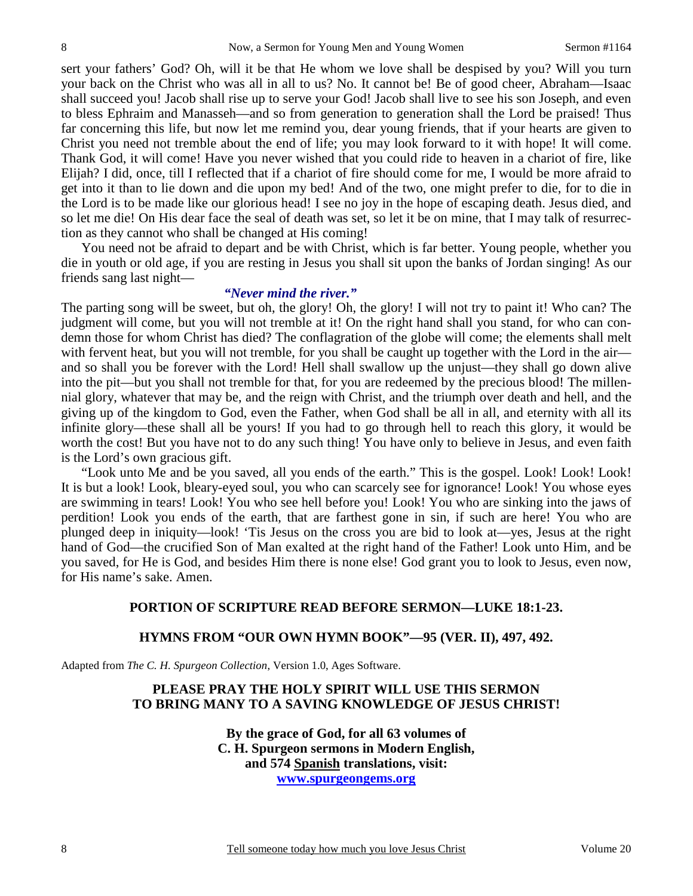sert your fathers' God? Oh, will it be that He whom we love shall be despised by you? Will you turn your back on the Christ who was all in all to us? No. It cannot be! Be of good cheer, Abraham—Isaac shall succeed you! Jacob shall rise up to serve your God! Jacob shall live to see his son Joseph, and even to bless Ephraim and Manasseh—and so from generation to generation shall the Lord be praised! Thus far concerning this life, but now let me remind you, dear young friends, that if your hearts are given to Christ you need not tremble about the end of life; you may look forward to it with hope! It will come. Thank God, it will come! Have you never wished that you could ride to heaven in a chariot of fire, like Elijah? I did, once, till I reflected that if a chariot of fire should come for me, I would be more afraid to get into it than to lie down and die upon my bed! And of the two, one might prefer to die, for to die in the Lord is to be made like our glorious head! I see no joy in the hope of escaping death. Jesus died, and so let me die! On His dear face the seal of death was set, so let it be on mine, that I may talk of resurrection as they cannot who shall be changed at His coming!

You need not be afraid to depart and be with Christ, which is far better. Young people, whether you die in youth or old age, if you are resting in Jesus you shall sit upon the banks of Jordan singing! As our friends sang last night—

***"Never mind the river."***

The parting song will be sweet, but oh, the glory! Oh, the glory! I will not try to paint it! Who can? The judgment will come, but you will not tremble at it! On the right hand shall you stand, for who can condemn those for whom Christ has died? The conflagration of the globe will come; the elements shall melt with fervent heat, but you will not tremble, for you shall be caught up together with the Lord in the air—and so shall you be forever with the Lord! Hell shall swallow up the unjust—they shall go down alive into the pit—but you shall not tremble for that, for you are redeemed by the precious blood! The millennial glory, whatever that may be, and the reign with Christ, and the triumph over death and hell, and the giving up of the kingdom to God, even the Father, when God shall be all in all, and eternity with all its infinite glory—these shall all be yours! If you had to go through hell to reach this glory, it would be worth the cost! But you have not to do any such thing! You have only to believe in Jesus, and even faith is the Lord's own gracious gift.

"Look unto Me and be you saved, all you ends of the earth." This is the gospel. Look! Look! Look! It is but a look! Look, bleary-eyed soul, you who can scarcely see for ignorance! Look! You whose eyes are swimming in tears! Look! You who see hell before you! Look! You who are sinking into the jaws of perdition! Look you ends of the earth, that are farthest gone in sin, if such are here! You who are plunged deep in iniquity—look! 'Tis Jesus on the cross you are bid to look at—yes, Jesus at the right hand of God—the crucified Son of Man exalted at the right hand of the Father! Look unto Him, and be you saved, for He is God, and besides Him there is none else! God grant you to look to Jesus, even now, for His name's sake. Amen.

**PORTION OF SCRIPTURE READ BEFORE SERMON—LUKE 18:1-23.**

**HYMNS FROM "OUR OWN HYMN BOOK"—95 (VER. II), 497, 492.**

Adapted from *The C. H. Spurgeon Collection*, Version 1.0, Ages Software.

**PLEASE PRAY THE HOLY SPIRIT WILL USE THIS SERMON TO BRING MANY TO A SAVING KNOWLEDGE OF JESUS CHRIST!**

**By the grace of God, for all 63 volumes of C. H. Spurgeon sermons in Modern English, and 574 Spanish translations, visit: www.spurgeongems.org**